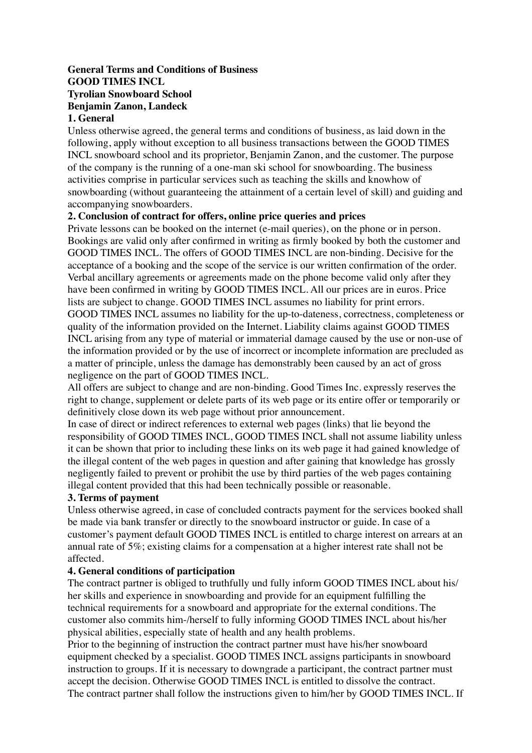**General Terms and Conditions of Business**
**GOOD TIMES INCL**
**Tyrolian Snowboard School**
**Benjamin Zanon, Landeck**

## 1. General

Unless otherwise agreed, the general terms and conditions of business, as laid down in the following, apply without exception to all business transactions between the GOOD TIMES INCL snowboard school and its proprietor, Benjamin Zanon, and the customer. The purpose of the company is the running of a one-man ski school for snowboarding. The business activities comprise in particular services such as teaching the skills and knowhow of snowboarding (without guaranteeing the attainment of a certain level of skill) and guiding and accompanying snowboarders.

## 2. Conclusion of contract for offers, online price queries and prices

Private lessons can be booked on the internet (e-mail queries), on the phone or in person. Bookings are valid only after confirmed in writing as firmly booked by both the customer and GOOD TIMES INCL. The offers of GOOD TIMES INCL are non-binding. Decisive for the acceptance of a booking and the scope of the service is our written confirmation of the order. Verbal ancillary agreements or agreements made on the phone become valid only after they have been confirmed in writing by GOOD TIMES INCL. All our prices are in euros. Price lists are subject to change. GOOD TIMES INCL assumes no liability for print errors.
GOOD TIMES INCL assumes no liability for the up-to-dateness, correctness, completeness or quality of the information provided on the Internet. Liability claims against GOOD TIMES INCL arising from any type of material or immaterial damage caused by the use or non-use of the information provided or by the use of incorrect or incomplete information are precluded as a matter of principle, unless the damage has demonstrably been caused by an act of gross negligence on the part of GOOD TIMES INCL.
All offers are subject to change and are non-binding. Good Times Inc. expressly reserves the right to change, supplement or delete parts of its web page or its entire offer or temporarily or definitively close down its web page without prior announcement.
In case of direct or indirect references to external web pages (links) that lie beyond the responsibility of GOOD TIMES INCL, GOOD TIMES INCL shall not assume liability unless it can be shown that prior to including these links on its web page it had gained knowledge of the illegal content of the web pages in question and after gaining that knowledge has grossly negligently failed to prevent or prohibit the use by third parties of the web pages containing illegal content provided that this had been technically possible or reasonable.

## 3. Terms of payment

Unless otherwise agreed, in case of concluded contracts payment for the services booked shall be made via bank transfer or directly to the snowboard instructor or guide. In case of a customer's payment default GOOD TIMES INCL is entitled to charge interest on arrears at an annual rate of 5%; existing claims for a compensation at a higher interest rate shall not be affected.

## 4. General conditions of participation

The contract partner is obliged to truthfully und fully inform GOOD TIMES INCL about his/her skills and experience in snowboarding and provide for an equipment fulfilling the technical requirements for a snowboard and appropriate for the external conditions. The customer also commits him-/herself to fully informing GOOD TIMES INCL about his/her physical abilities, especially state of health and any health problems.
Prior to the beginning of instruction the contract partner must have his/her snowboard equipment checked by a specialist. GOOD TIMES INCL assigns participants in snowboard instruction to groups. If it is necessary to downgrade a participant, the contract partner must accept the decision. Otherwise GOOD TIMES INCL is entitled to dissolve the contract.
The contract partner shall follow the instructions given to him/her by GOOD TIMES INCL. If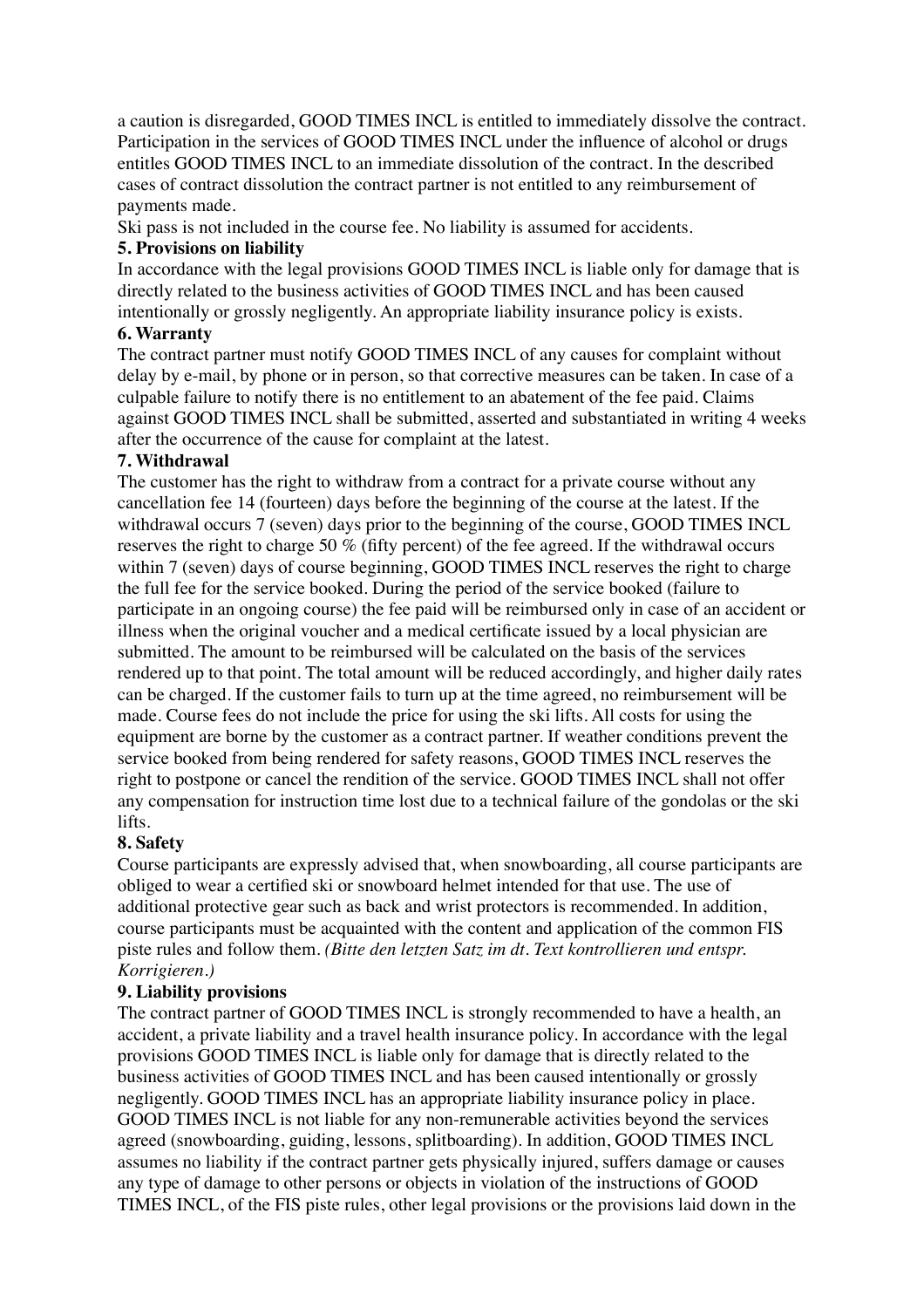a caution is disregarded, GOOD TIMES INCL is entitled to immediately dissolve the contract. Participation in the services of GOOD TIMES INCL under the influence of alcohol or drugs entitles GOOD TIMES INCL to an immediate dissolution of the contract. In the described cases of contract dissolution the contract partner is not entitled to any reimbursement of payments made.

Ski pass is not included in the course fee. No liability is assumed for accidents.

**5. Provisions on liability**

In accordance with the legal provisions GOOD TIMES INCL is liable only for damage that is directly related to the business activities of GOOD TIMES INCL and has been caused intentionally or grossly negligently. An appropriate liability insurance policy is exists.

**6. Warranty**

The contract partner must notify GOOD TIMES INCL of any causes for complaint without delay by e-mail, by phone or in person, so that corrective measures can be taken. In case of a culpable failure to notify there is no entitlement to an abatement of the fee paid. Claims against GOOD TIMES INCL shall be submitted, asserted and substantiated in writing 4 weeks after the occurrence of the cause for complaint at the latest.

**7. Withdrawal**

The customer has the right to withdraw from a contract for a private course without any cancellation fee 14 (fourteen) days before the beginning of the course at the latest. If the withdrawal occurs 7 (seven) days prior to the beginning of the course, GOOD TIMES INCL reserves the right to charge 50 % (fifty percent) of the fee agreed. If the withdrawal occurs within 7 (seven) days of course beginning, GOOD TIMES INCL reserves the right to charge the full fee for the service booked. During the period of the service booked (failure to participate in an ongoing course) the fee paid will be reimbursed only in case of an accident or illness when the original voucher and a medical certificate issued by a local physician are submitted. The amount to be reimbursed will be calculated on the basis of the services rendered up to that point. The total amount will be reduced accordingly, and higher daily rates can be charged. If the customer fails to turn up at the time agreed, no reimbursement will be made. Course fees do not include the price for using the ski lifts. All costs for using the equipment are borne by the customer as a contract partner. If weather conditions prevent the service booked from being rendered for safety reasons, GOOD TIMES INCL reserves the right to postpone or cancel the rendition of the service. GOOD TIMES INCL shall not offer any compensation for instruction time lost due to a technical failure of the gondolas or the ski lifts.

**8. Safety**

Course participants are expressly advised that, when snowboarding, all course participants are obliged to wear a certified ski or snowboard helmet intended for that use. The use of additional protective gear such as back and wrist protectors is recommended. In addition, course participants must be acquainted with the content and application of the common FIS piste rules and follow them. *(Bitte den letzten Satz im dt. Text kontrollieren und entspr. Korrigieren.)*

**9. Liability provisions**

The contract partner of GOOD TIMES INCL is strongly recommended to have a health, an accident, a private liability and a travel health insurance policy. In accordance with the legal provisions GOOD TIMES INCL is liable only for damage that is directly related to the business activities of GOOD TIMES INCL and has been caused intentionally or grossly negligently. GOOD TIMES INCL has an appropriate liability insurance policy in place. GOOD TIMES INCL is not liable for any non-remunerable activities beyond the services agreed (snowboarding, guiding, lessons, splitboarding). In addition, GOOD TIMES INCL assumes no liability if the contract partner gets physically injured, suffers damage or causes any type of damage to other persons or objects in violation of the instructions of GOOD TIMES INCL, of the FIS piste rules, other legal provisions or the provisions laid down in the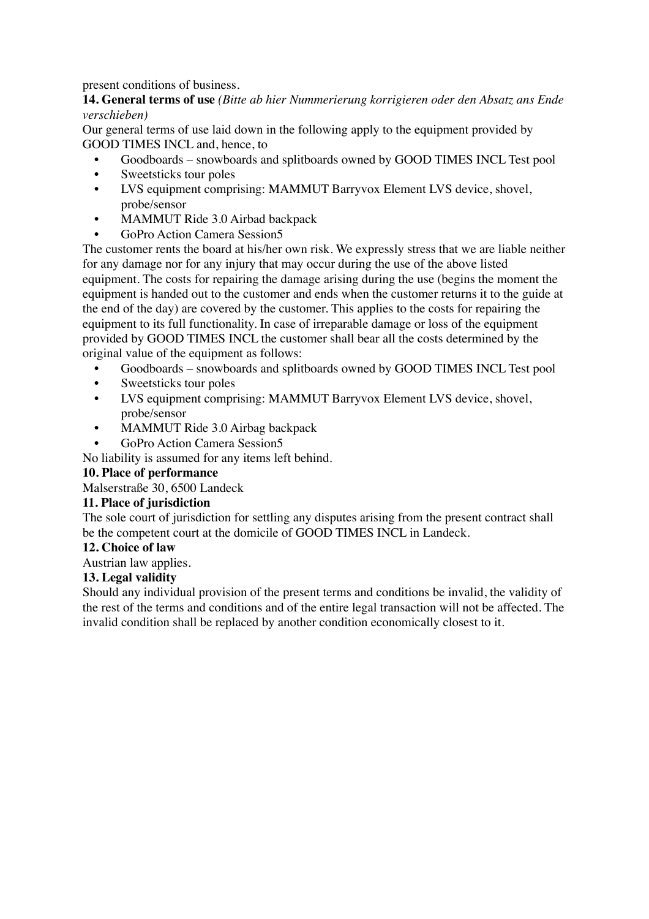present conditions of business.

**14. General terms of use** *(Bitte ab hier Nummerierung korrigieren oder den Absatz ans Ende verschieben)*

Our general terms of use laid down in the following apply to the equipment provided by GOOD TIMES INCL and, hence, to

- Goodboards – snowboards and splitboards owned by GOOD TIMES INCL Test pool
- Sweetsticks tour poles
- LVS equipment comprising: MAMMUT Barryvox Element LVS device, shovel, probe/sensor
- MAMMUT Ride 3.0 Airbad backpack
- GoPro Action Camera Session5

The customer rents the board at his/her own risk. We expressly stress that we are liable neither for any damage nor for any injury that may occur during the use of the above listed equipment. The costs for repairing the damage arising during the use (begins the moment the equipment is handed out to the customer and ends when the customer returns it to the guide at the end of the day) are covered by the customer. This applies to the costs for repairing the equipment to its full functionality. In case of irreparable damage or loss of the equipment provided by GOOD TIMES INCL the customer shall bear all the costs determined by the original value of the equipment as follows:

- Goodboards – snowboards and splitboards owned by GOOD TIMES INCL Test pool
- Sweetsticks tour poles
- LVS equipment comprising: MAMMUT Barryvox Element LVS device, shovel, probe/sensor
- MAMMUT Ride 3.0 Airbag backpack
- GoPro Action Camera Session5

No liability is assumed for any items left behind.

**10. Place of performance**

Malserstraße 30, 6500 Landeck

**11. Place of jurisdiction**

The sole court of jurisdiction for settling any disputes arising from the present contract shall be the competent court at the domicile of GOOD TIMES INCL in Landeck.

**12. Choice of law**

Austrian law applies.

**13. Legal validity**

Should any individual provision of the present terms and conditions be invalid, the validity of the rest of the terms and conditions and of the entire legal transaction will not be affected. The invalid condition shall be replaced by another condition economically closest to it.